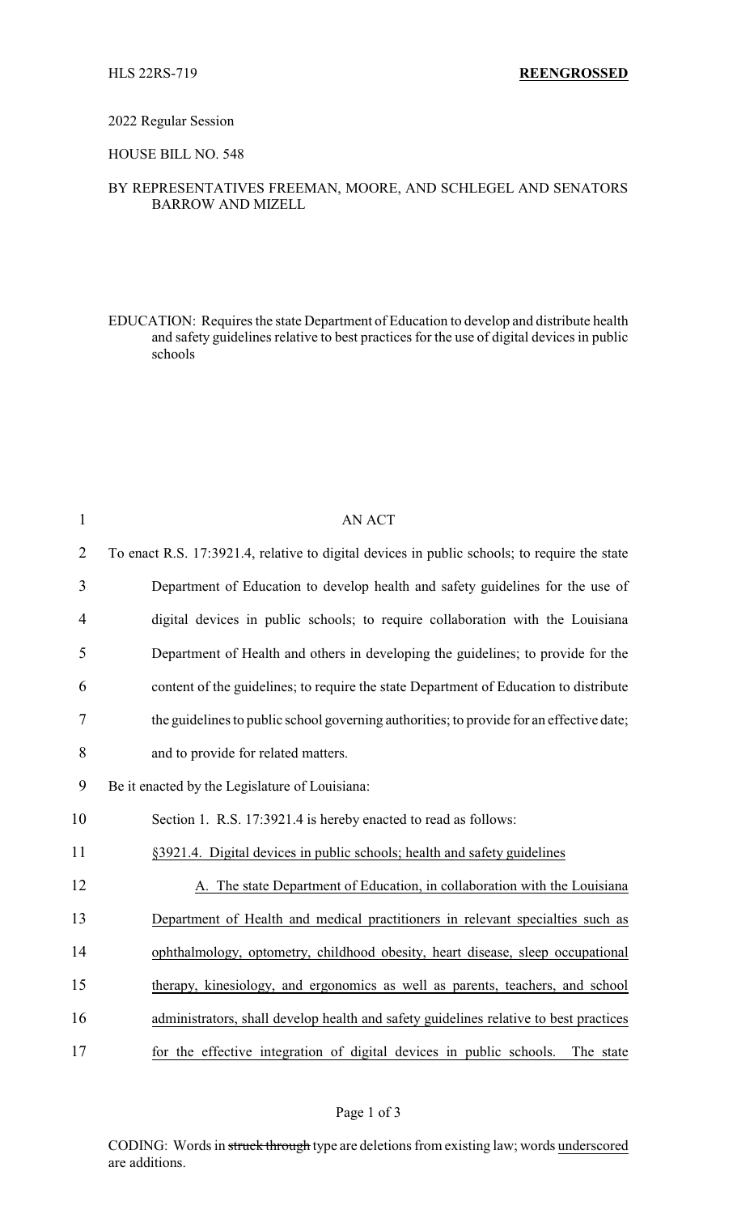HLS 22RS-719 **REENGROSSED**

2022 Regular Session

HOUSE BILL NO. 548

BY REPRESENTATIVES FREEMAN, MOORE, AND SCHLEGEL AND SENATORS BARROW AND MIZELL

EDUCATION: Requires the state Department of Education to develop and distribute health and safety guidelines relative to best practices for the use of digital devices in public schools

AN ACT

To enact R.S. 17:3921.4, relative to digital devices in public schools; to require the state Department of Education to develop health and safety guidelines for the use of digital devices in public schools; to require collaboration with the Louisiana Department of Health and others in developing the guidelines; to provide for the content of the guidelines; to require the state Department of Education to distribute the guidelines to public school governing authorities; to provide for an effective date; and to provide for related matters.

Be it enacted by the Legislature of Louisiana:

Section 1. R.S. 17:3921.4 is hereby enacted to read as follows:

<u>§3921.4. Digital devices in public schools; health and safety guidelines</u>

<u>A. The state Department of Education, in collaboration with the Louisiana Department of Health and medical practitioners in relevant specialties such as ophthalmology, optometry, childhood obesity, heart disease, sleep occupational therapy, kinesiology, and ergonomics as well as parents, teachers, and school administrators, shall develop health and safety guidelines relative to best practices for the effective integration of digital devices in public schools. The state</u>

CODING: Words in ~~struck through~~ type are deletions from existing law; words <u>underscored</u> are additions.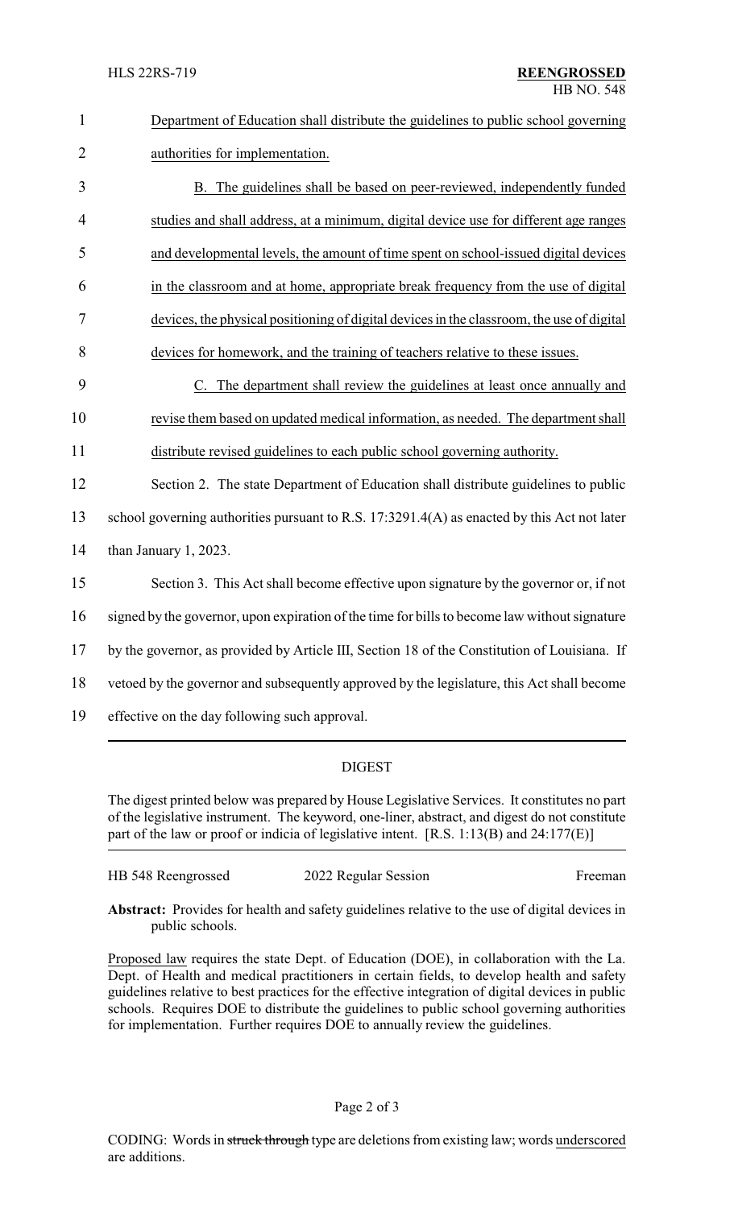Department of Education shall distribute the guidelines to public school governing authorities for implementation.

B. The guidelines shall be based on peer-reviewed, independently funded studies and shall address, at a minimum, digital device use for different age ranges and developmental levels, the amount of time spent on school-issued digital devices in the classroom and at home, appropriate break frequency from the use of digital devices, the physical positioning of digital devices in the classroom, the use of digital devices for homework, and the training of teachers relative to these issues.

C. The department shall review the guidelines at least once annually and revise them based on updated medical information, as needed. The department shall distribute revised guidelines to each public school governing authority.

Section 2. The state Department of Education shall distribute guidelines to public school governing authorities pursuant to R.S. 17:3291.4(A) as enacted by this Act not later than January 1, 2023.

Section 3. This Act shall become effective upon signature by the governor or, if not signed by the governor, upon expiration of the time for bills to become law without signature by the governor, as provided by Article III, Section 18 of the Constitution of Louisiana. If vetoed by the governor and subsequently approved by the legislature, this Act shall become effective on the day following such approval.

## DIGEST

The digest printed below was prepared by House Legislative Services. It constitutes no part of the legislative instrument. The keyword, one-liner, abstract, and digest do not constitute part of the law or proof or indicia of legislative intent. [R.S. 1:13(B) and 24:177(E)]

HB 548 Reengrossed 2022 Regular Session Freeman

**Abstract:** Provides for health and safety guidelines relative to the use of digital devices in public schools.

Proposed law requires the state Dept. of Education (DOE), in collaboration with the La. Dept. of Health and medical practitioners in certain fields, to develop health and safety guidelines relative to best practices for the effective integration of digital devices in public schools. Requires DOE to distribute the guidelines to public school governing authorities for implementation. Further requires DOE to annually review the guidelines.

CODING: Words in ~~struck through~~ type are deletions from existing law; words underscored are additions.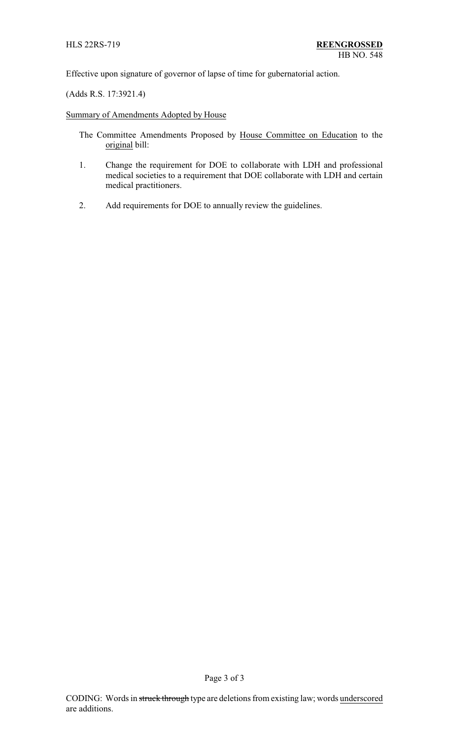Effective upon signature of governor of lapse of time for gubernatorial action.

(Adds R.S. 17:3921.4)

<u>Summary of Amendments Adopted by House</u>

The Committee Amendments Proposed by <u>House Committee on Education</u> to the <u>original</u> bill:

1. Change the requirement for DOE to collaborate with LDH and professional medical societies to a requirement that DOE collaborate with LDH and certain medical practitioners.

2. Add requirements for DOE to annually review the guidelines.

CODING: Words in ~~struck through~~ type are deletions from existing law; words <u>underscored</u> are additions.